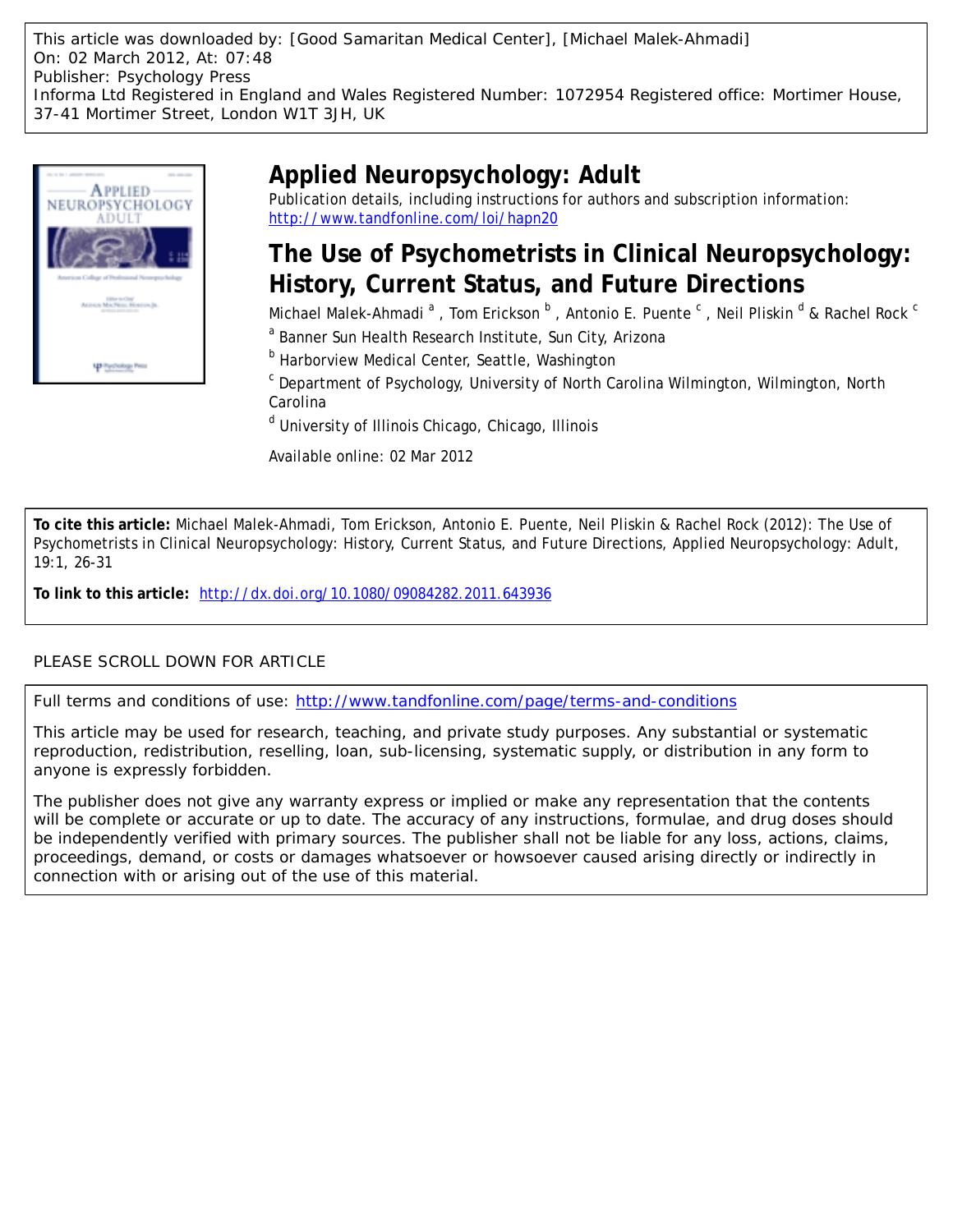This article was downloaded by: [Good Samaritan Medical Center], [Michael Malek-Ahmadi]
On: 02 March 2012, At: 07:48
Publisher: Psychology Press
Informa Ltd Registered in England and Wales Registered Number: 1072954 Registered office: Mortimer House, 37-41 Mortimer Street, London W1T 3JH, UK

# Applied Neuropsychology: Adult

Publication details, including instructions for authors and subscription information:
http://www.tandfonline.com/loi/hapn20

## The Use of Psychometrists in Clinical Neuropsychology: History, Current Status, and Future Directions

Michael Malek-Ahmadi [a], Tom Erickson [b], Antonio E. Puente [c], Neil Pliskin [d] & Rachel Rock [c]

[a] Banner Sun Health Research Institute, Sun City, Arizona

[b] Harborview Medical Center, Seattle, Washington

[c] Department of Psychology, University of North Carolina Wilmington, Wilmington, North Carolina

[d] University of Illinois Chicago, Chicago, Illinois

Available online: 02 Mar 2012

**To cite this article:** Michael Malek-Ahmadi, Tom Erickson, Antonio E. Puente, Neil Pliskin & Rachel Rock (2012): The Use of Psychometrists in Clinical Neuropsychology: History, Current Status, and Future Directions, Applied Neuropsychology: Adult, 19:1, 26-31

**To link to this article:** http://dx.doi.org/10.1080/09084282.2011.643936

PLEASE SCROLL DOWN FOR ARTICLE

Full terms and conditions of use: http://www.tandfonline.com/page/terms-and-conditions

This article may be used for research, teaching, and private study purposes. Any substantial or systematic reproduction, redistribution, reselling, loan, sub-licensing, systematic supply, or distribution in any form to anyone is expressly forbidden.

The publisher does not give any warranty express or implied or make any representation that the contents will be complete or accurate or up to date. The accuracy of any instructions, formulae, and drug doses should be independently verified with primary sources. The publisher shall not be liable for any loss, actions, claims, proceedings, demand, or costs or damages whatsoever or howsoever caused arising directly or indirectly in connection with or arising out of the use of this material.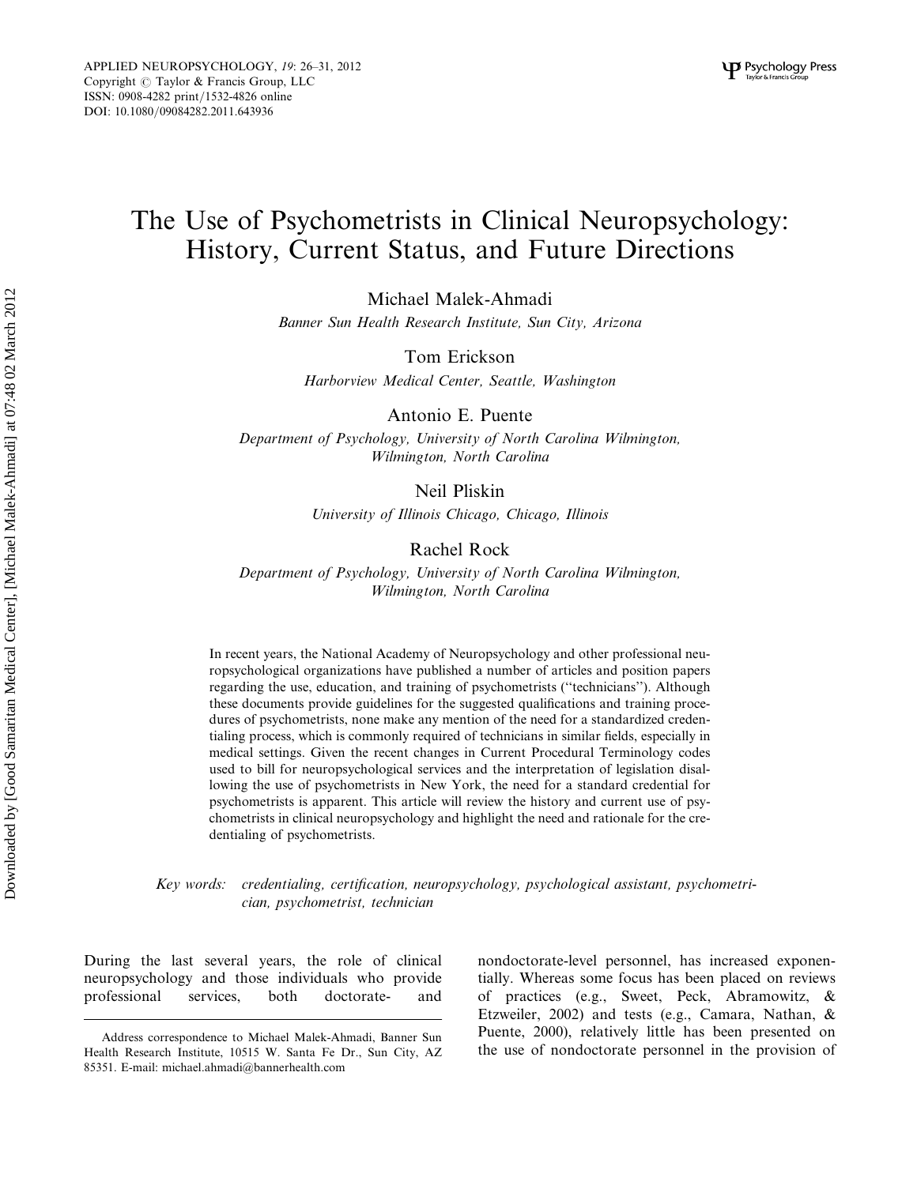# The Use of Psychometrists in Clinical Neuropsychology: History, Current Status, and Future Directions

Michael Malek-Ahmadi

*Banner Sun Health Research Institute, Sun City, Arizona*

Tom Erickson

*Harborview Medical Center, Seattle, Washington*

Antonio E. Puente

*Department of Psychology, University of North Carolina Wilmington, Wilmington, North Carolina*

Neil Pliskin

*University of Illinois Chicago, Chicago, Illinois*

Rachel Rock

*Department of Psychology, University of North Carolina Wilmington, Wilmington, North Carolina*

In recent years, the National Academy of Neuropsychology and other professional neuropsychological organizations have published a number of articles and position papers regarding the use, education, and training of psychometrists ("technicians"). Although these documents provide guidelines for the suggested qualifications and training procedures of psychometrists, none make any mention of the need for a standardized credentialing process, which is commonly required of technicians in similar fields, especially in medical settings. Given the recent changes in Current Procedural Terminology codes used to bill for neuropsychological services and the interpretation of legislation disallowing the use of psychometrists in New York, the need for a standard credential for psychometrists is apparent. This article will review the history and current use of psychometrists in clinical neuropsychology and highlight the need and rationale for the credentialing of psychometrists.

*Key words:* *credentialing, certification, neuropsychology, psychological assistant, psychometrician, psychometrist, technician*

During the last several years, the role of clinical neuropsychology and those individuals who provide professional services, both doctorate- and nondoctorate-level personnel, has increased exponentially. Whereas some focus has been placed on reviews of practices (e.g., Sweet, Peck, Abramowitz, & Etzweiler, 2002) and tests (e.g., Camara, Nathan, & Puente, 2000), relatively little has been presented on the use of nondoctorate personnel in the provision of

Address correspondence to Michael Malek-Ahmadi, Banner Sun Health Research Institute, 10515 W. Santa Fe Dr., Sun City, AZ 85351. E-mail: michael.ahmadi@bannerhealth.com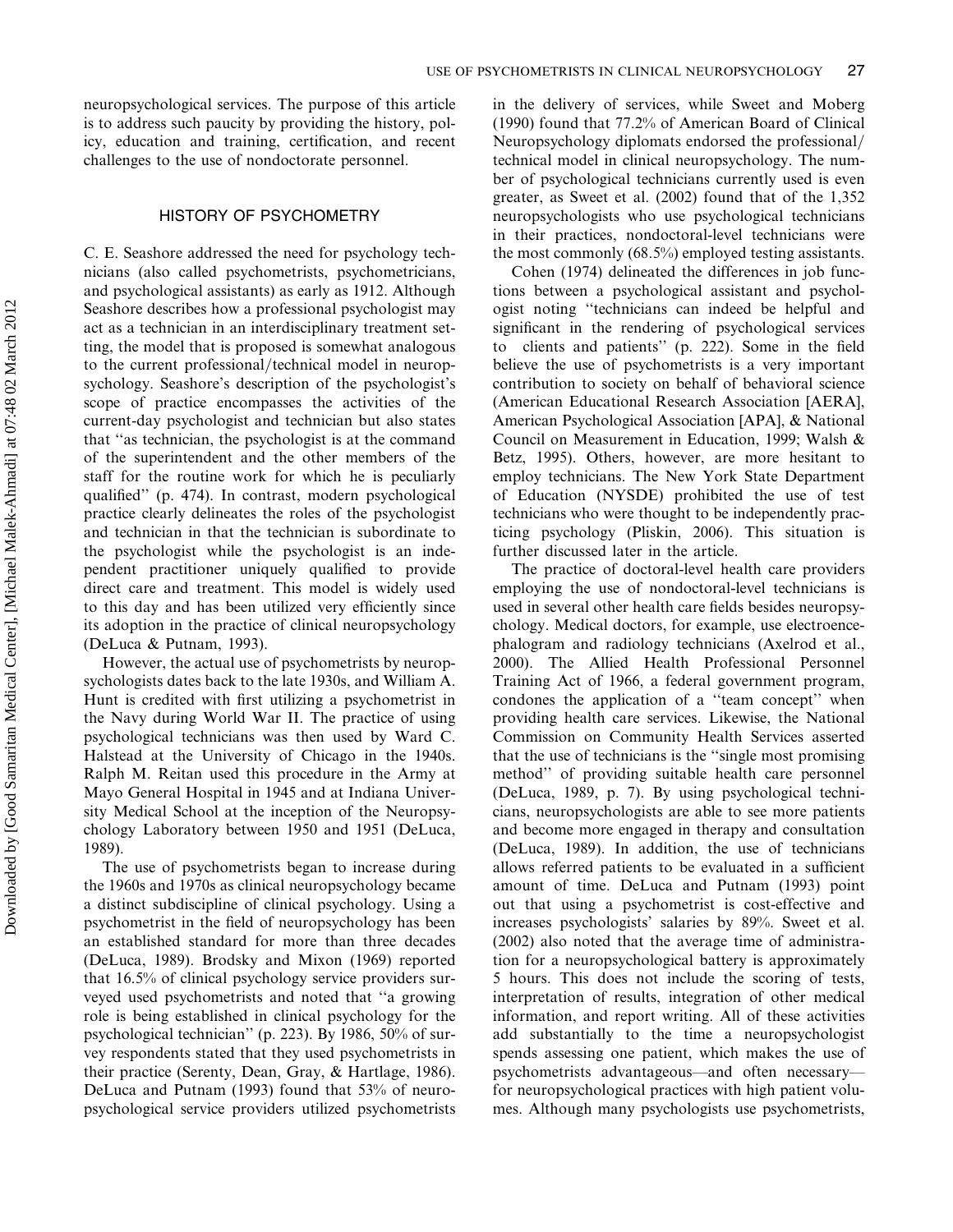neuropsychological services. The purpose of this article is to address such paucity by providing the history, policy, education and training, certification, and recent challenges to the use of nondoctorate personnel.

## HISTORY OF PSYCHOMETRY

C. E. Seashore addressed the need for psychology technicians (also called psychometrists, psychometricians, and psychological assistants) as early as 1912. Although Seashore describes how a professional psychologist may act as a technician in an interdisciplinary treatment setting, the model that is proposed is somewhat analogous to the current professional/technical model in neuropsychology. Seashore's description of the psychologist's scope of practice encompasses the activities of the current-day psychologist and technician but also states that ''as technician, the psychologist is at the command of the superintendent and the other members of the staff for the routine work for which he is peculiarly qualified'' (p. 474). In contrast, modern psychological practice clearly delineates the roles of the psychologist and technician in that the technician is subordinate to the psychologist while the psychologist is an independent practitioner uniquely qualified to provide direct care and treatment. This model is widely used to this day and has been utilized very efficiently since its adoption in the practice of clinical neuropsychology (DeLuca & Putnam, 1993).

However, the actual use of psychometrists by neuropsychologists dates back to the late 1930s, and William A. Hunt is credited with first utilizing a psychometrist in the Navy during World War II. The practice of using psychological technicians was then used by Ward C. Halstead at the University of Chicago in the 1940s. Ralph M. Reitan used this procedure in the Army at Mayo General Hospital in 1945 and at Indiana University Medical School at the inception of the Neuropsychology Laboratory between 1950 and 1951 (DeLuca, 1989).

The use of psychometrists began to increase during the 1960s and 1970s as clinical neuropsychology became a distinct subdiscipline of clinical psychology. Using a psychometrist in the field of neuropsychology has been an established standard for more than three decades (DeLuca, 1989). Brodsky and Mixon (1969) reported that 16.5% of clinical psychology service providers surveyed used psychometrists and noted that ''a growing role is being established in clinical psychology for the psychological technician'' (p. 223). By 1986, 50% of survey respondents stated that they used psychometrists in their practice (Serenty, Dean, Gray, & Hartlage, 1986). DeLuca and Putnam (1993) found that 53% of neuropsychological service providers utilized psychometrists in the delivery of services, while Sweet and Moberg (1990) found that 77.2% of American Board of Clinical Neuropsychology diplomats endorsed the professional/technical model in clinical neuropsychology. The number of psychological technicians currently used is even greater, as Sweet et al. (2002) found that of the 1,352 neuropsychologists who use psychological technicians in their practices, nondoctoral-level technicians were the most commonly (68.5%) employed testing assistants.

Cohen (1974) delineated the differences in job functions between a psychological assistant and psychologist noting ''technicians can indeed be helpful and significant in the rendering of psychological services to clients and patients'' (p. 222). Some in the field believe the use of psychometrists is a very important contribution to society on behalf of behavioral science (American Educational Research Association [AERA], American Psychological Association [APA], & National Council on Measurement in Education, 1999; Walsh & Betz, 1995). Others, however, are more hesitant to employ technicians. The New York State Department of Education (NYSDE) prohibited the use of test technicians who were thought to be independently practicing psychology (Pliskin, 2006). This situation is further discussed later in the article.

The practice of doctoral-level health care providers employing the use of nondoctoral-level technicians is used in several other health care fields besides neuropsychology. Medical doctors, for example, use electroencephalogram and radiology technicians (Axelrod et al., 2000). The Allied Health Professional Personnel Training Act of 1966, a federal government program, condones the application of a ''team concept'' when providing health care services. Likewise, the National Commission on Community Health Services asserted that the use of technicians is the ''single most promising method'' of providing suitable health care personnel (DeLuca, 1989, p. 7). By using psychological technicians, neuropsychologists are able to see more patients and become more engaged in therapy and consultation (DeLuca, 1989). In addition, the use of technicians allows referred patients to be evaluated in a sufficient amount of time. DeLuca and Putnam (1993) point out that using a psychometrist is cost-effective and increases psychologists' salaries by 89%. Sweet et al. (2002) also noted that the average time of administration for a neuropsychological battery is approximately 5 hours. This does not include the scoring of tests, interpretation of results, integration of other medical information, and report writing. All of these activities add substantially to the time a neuropsychologist spends assessing one patient, which makes the use of psychometrists advantageous—and often necessary—for neuropsychological practices with high patient volumes. Although many psychologists use psychometrists,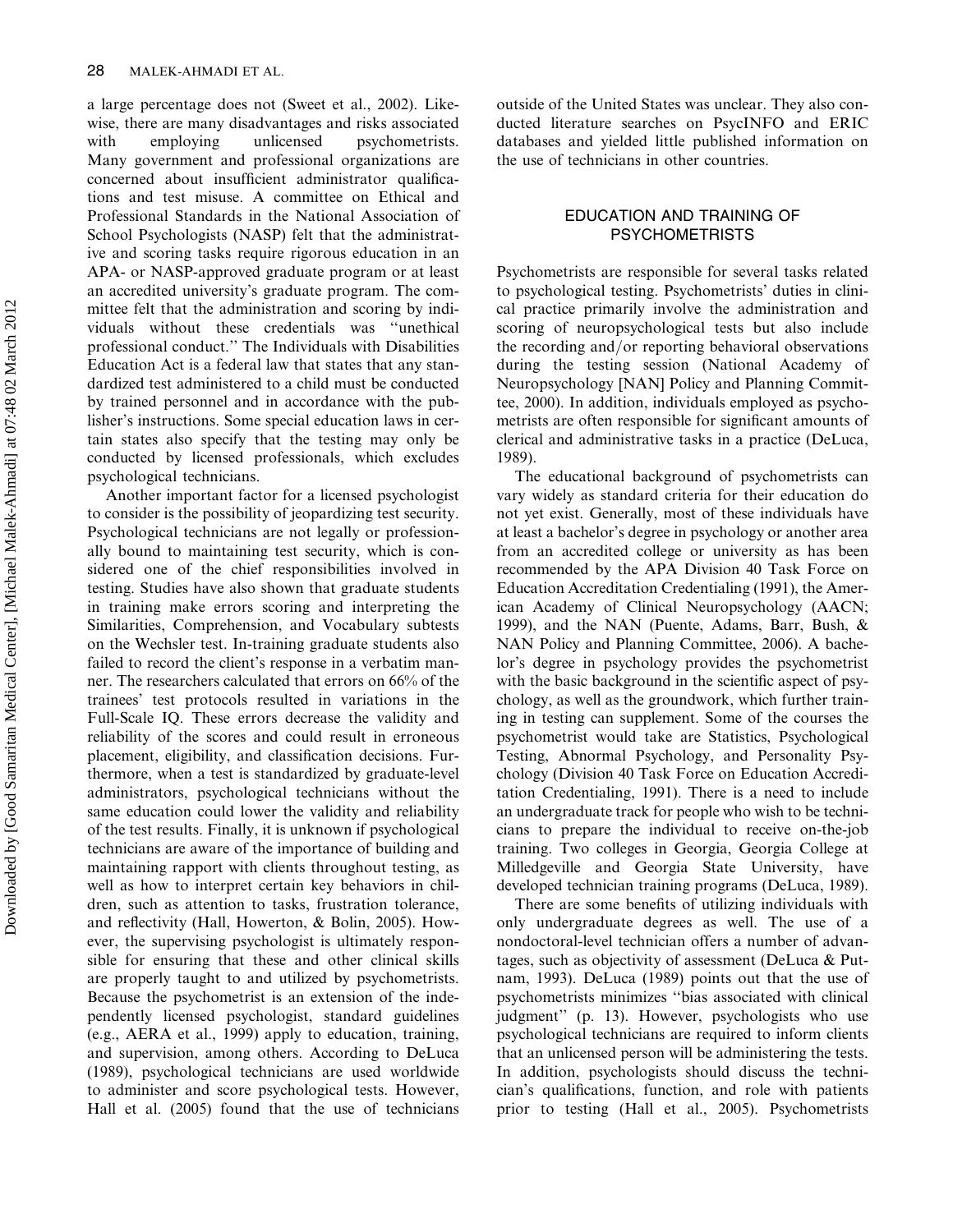a large percentage does not (Sweet et al., 2002). Likewise, there are many disadvantages and risks associated with employing unlicensed psychometrists. Many government and professional organizations are concerned about insufficient administrator qualifications and test misuse. A committee on Ethical and Professional Standards in the National Association of School Psychologists (NASP) felt that the administrative and scoring tasks require rigorous education in an APA- or NASP-approved graduate program or at least an accredited university's graduate program. The committee felt that the administration and scoring by individuals without these credentials was ''unethical professional conduct.'' The Individuals with Disabilities Education Act is a federal law that states that any standardized test administered to a child must be conducted by trained personnel and in accordance with the publisher's instructions. Some special education laws in certain states also specify that the testing may only be conducted by licensed professionals, which excludes psychological technicians.

Another important factor for a licensed psychologist to consider is the possibility of jeopardizing test security. Psychological technicians are not legally or professionally bound to maintaining test security, which is considered one of the chief responsibilities involved in testing. Studies have also shown that graduate students in training make errors scoring and interpreting the Similarities, Comprehension, and Vocabulary subtests on the Wechsler test. In-training graduate students also failed to record the client's response in a verbatim manner. The researchers calculated that errors on 66% of the trainees' test protocols resulted in variations in the Full-Scale IQ. These errors decrease the validity and reliability of the scores and could result in erroneous placement, eligibility, and classification decisions. Furthermore, when a test is standardized by graduate-level administrators, psychological technicians without the same education could lower the validity and reliability of the test results. Finally, it is unknown if psychological technicians are aware of the importance of building and maintaining rapport with clients throughout testing, as well as how to interpret certain key behaviors in children, such as attention to tasks, frustration tolerance, and reflectivity (Hall, Howerton, & Bolin, 2005). However, the supervising psychologist is ultimately responsible for ensuring that these and other clinical skills are properly taught to and utilized by psychometrists. Because the psychometrist is an extension of the independently licensed psychologist, standard guidelines (e.g., AERA et al., 1999) apply to education, training, and supervision, among others. According to DeLuca (1989), psychological technicians are used worldwide to administer and score psychological tests. However, Hall et al. (2005) found that the use of technicians outside of the United States was unclear. They also conducted literature searches on PsycINFO and ERIC databases and yielded little published information on the use of technicians in other countries.

## EDUCATION AND TRAINING OF PSYCHOMETRISTS

Psychometrists are responsible for several tasks related to psychological testing. Psychometrists' duties in clinical practice primarily involve the administration and scoring of neuropsychological tests but also include the recording and/or reporting behavioral observations during the testing session (National Academy of Neuropsychology [NAN] Policy and Planning Committee, 2000). In addition, individuals employed as psychometrists are often responsible for significant amounts of clerical and administrative tasks in a practice (DeLuca, 1989).

The educational background of psychometrists can vary widely as standard criteria for their education do not yet exist. Generally, most of these individuals have at least a bachelor's degree in psychology or another area from an accredited college or university as has been recommended by the APA Division 40 Task Force on Education Accreditation Credentialing (1991), the American Academy of Clinical Neuropsychology (AACN; 1999), and the NAN (Puente, Adams, Barr, Bush, & NAN Policy and Planning Committee, 2006). A bachelor's degree in psychology provides the psychometrist with the basic background in the scientific aspect of psychology, as well as the groundwork, which further training in testing can supplement. Some of the courses the psychometrist would take are Statistics, Psychological Testing, Abnormal Psychology, and Personality Psychology (Division 40 Task Force on Education Accreditation Credentialing, 1991). There is a need to include an undergraduate track for people who wish to be technicians to prepare the individual to receive on-the-job training. Two colleges in Georgia, Georgia College at Milledgeville and Georgia State University, have developed technician training programs (DeLuca, 1989).

There are some benefits of utilizing individuals with only undergraduate degrees as well. The use of a nondoctoral-level technician offers a number of advantages, such as objectivity of assessment (DeLuca & Putnam, 1993). DeLuca (1989) points out that the use of psychometrists minimizes ''bias associated with clinical judgment'' (p. 13). However, psychologists who use psychological technicians are required to inform clients that an unlicensed person will be administering the tests. In addition, psychologists should discuss the technician's qualifications, function, and role with patients prior to testing (Hall et al., 2005). Psychometrists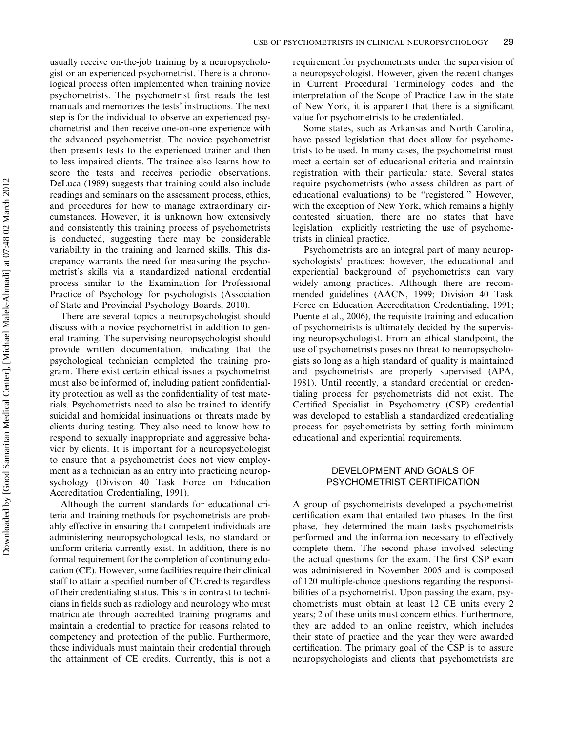usually receive on-the-job training by a neuropsychologist or an experienced psychometrist. There is a chronological process often implemented when training novice psychometrists. The psychometrist first reads the test manuals and memorizes the tests' instructions. The next step is for the individual to observe an experienced psychometrist and then receive one-on-one experience with the advanced psychometrist. The novice psychometrist then presents tests to the experienced trainer and then to less impaired clients. The trainee also learns how to score the tests and receives periodic observations. DeLuca (1989) suggests that training could also include readings and seminars on the assessment process, ethics, and procedures for how to manage extraordinary circumstances. However, it is unknown how extensively and consistently this training process of psychometrists is conducted, suggesting there may be considerable variability in the training and learned skills. This discrepancy warrants the need for measuring the psychometrist's skills via a standardized national credential process similar to the Examination for Professional Practice of Psychology for psychologists (Association of State and Provincial Psychology Boards, 2010).

There are several topics a neuropsychologist should discuss with a novice psychometrist in addition to general training. The supervising neuropsychologist should provide written documentation, indicating that the psychological technician completed the training program. There exist certain ethical issues a psychometrist must also be informed of, including patient confidentiality protection as well as the confidentiality of test materials. Psychometrists need to also be trained to identify suicidal and homicidal insinuations or threats made by clients during testing. They also need to know how to respond to sexually inappropriate and aggressive behavior by clients. It is important for a neuropsychologist to ensure that a psychometrist does not view employment as a technician as an entry into practicing neuropsychology (Division 40 Task Force on Education Accreditation Credentialing, 1991).

Although the current standards for educational criteria and training methods for psychometrists are probably effective in ensuring that competent individuals are administering neuropsychological tests, no standard or uniform criteria currently exist. In addition, there is no formal requirement for the completion of continuing education (CE). However, some facilities require their clinical staff to attain a specified number of CE credits regardless of their credentialing status. This is in contrast to technicians in fields such as radiology and neurology who must matriculate through accredited training programs and maintain a credential to practice for reasons related to competency and protection of the public. Furthermore, these individuals must maintain their credential through the attainment of CE credits. Currently, this is not a requirement for psychometrists under the supervision of a neuropsychologist. However, given the recent changes in Current Procedural Terminology codes and the interpretation of the Scope of Practice Law in the state of New York, it is apparent that there is a significant value for psychometrists to be credentialed.

Some states, such as Arkansas and North Carolina, have passed legislation that does allow for psychometrists to be used. In many cases, the psychometrist must meet a certain set of educational criteria and maintain registration with their particular state. Several states require psychometrists (who assess children as part of educational evaluations) to be "registered." However, with the exception of New York, which remains a highly contested situation, there are no states that have legislation explicitly restricting the use of psychometrists in clinical practice.

Psychometrists are an integral part of many neuropsychologists' practices; however, the educational and experiential background of psychometrists can vary widely among practices. Although there are recommended guidelines (AACN, 1999; Division 40 Task Force on Education Accreditation Credentialing, 1991; Puente et al., 2006), the requisite training and education of psychometrists is ultimately decided by the supervising neuropsychologist. From an ethical standpoint, the use of psychometrists poses no threat to neuropsychologists so long as a high standard of quality is maintained and psychometrists are properly supervised (APA, 1981). Until recently, a standard credential or credentialing process for psychometrists did not exist. The Certified Specialist in Psychometry (CSP) credential was developed to establish a standardized credentialing process for psychometrists by setting forth minimum educational and experiential requirements.

## DEVELOPMENT AND GOALS OF PSYCHOMETRIST CERTIFICATION

A group of psychometrists developed a psychometrist certification exam that entailed two phases. In the first phase, they determined the main tasks psychometrists performed and the information necessary to effectively complete them. The second phase involved selecting the actual questions for the exam. The first CSP exam was administered in November 2005 and is composed of 120 multiple-choice questions regarding the responsibilities of a psychometrist. Upon passing the exam, psychometrists must obtain at least 12 CE units every 2 years; 2 of these units must concern ethics. Furthermore, they are added to an online registry, which includes their state of practice and the year they were awarded certification. The primary goal of the CSP is to assure neuropsychologists and clients that psychometrists are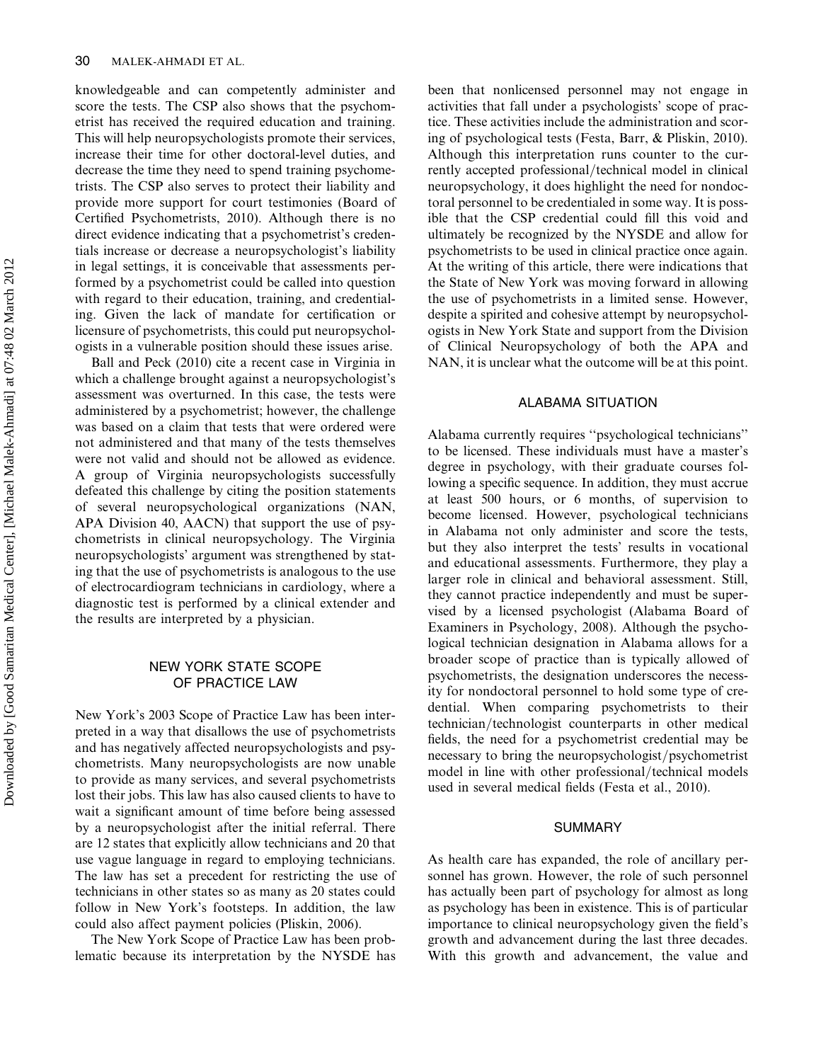knowledgeable and can competently administer and score the tests. The CSP also shows that the psychometrist has received the required education and training. This will help neuropsychologists promote their services, increase their time for other doctoral-level duties, and decrease the time they need to spend training psychometrists. The CSP also serves to protect their liability and provide more support for court testimonies (Board of Certified Psychometrists, 2010). Although there is no direct evidence indicating that a psychometrist's credentials increase or decrease a neuropsychologist's liability in legal settings, it is conceivable that assessments performed by a psychometrist could be called into question with regard to their education, training, and credentialing. Given the lack of mandate for certification or licensure of psychometrists, this could put neuropsychologists in a vulnerable position should these issues arise.

Ball and Peck (2010) cite a recent case in Virginia in which a challenge brought against a neuropsychologist's assessment was overturned. In this case, the tests were administered by a psychometrist; however, the challenge was based on a claim that tests that were ordered were not administered and that many of the tests themselves were not valid and should not be allowed as evidence. A group of Virginia neuropsychologists successfully defeated this challenge by citing the position statements of several neuropsychological organizations (NAN, APA Division 40, AACN) that support the use of psychometrists in clinical neuropsychology. The Virginia neuropsychologists' argument was strengthened by stating that the use of psychometrists is analogous to the use of electrocardiogram technicians in cardiology, where a diagnostic test is performed by a clinical extender and the results are interpreted by a physician.

## NEW YORK STATE SCOPE OF PRACTICE LAW

New York's 2003 Scope of Practice Law has been interpreted in a way that disallows the use of psychometrists and has negatively affected neuropsychologists and psychometrists. Many neuropsychologists are now unable to provide as many services, and several psychometrists lost their jobs. This law has also caused clients to have to wait a significant amount of time before being assessed by a neuropsychologist after the initial referral. There are 12 states that explicitly allow technicians and 20 that use vague language in regard to employing technicians. The law has set a precedent for restricting the use of technicians in other states so as many as 20 states could follow in New York's footsteps. In addition, the law could also affect payment policies (Pliskin, 2006).

The New York Scope of Practice Law has been problematic because its interpretation by the NYSDE has been that nonlicensed personnel may not engage in activities that fall under a psychologists' scope of practice. These activities include the administration and scoring of psychological tests (Festa, Barr, & Pliskin, 2010). Although this interpretation runs counter to the currently accepted professional/technical model in clinical neuropsychology, it does highlight the need for nondoctoral personnel to be credentialed in some way. It is possible that the CSP credential could fill this void and ultimately be recognized by the NYSDE and allow for psychometrists to be used in clinical practice once again. At the writing of this article, there were indications that the State of New York was moving forward in allowing the use of psychometrists in a limited sense. However, despite a spirited and cohesive attempt by neuropsychologists in New York State and support from the Division of Clinical Neuropsychology of both the APA and NAN, it is unclear what the outcome will be at this point.

## ALABAMA SITUATION

Alabama currently requires "psychological technicians" to be licensed. These individuals must have a master's degree in psychology, with their graduate courses following a specific sequence. In addition, they must accrue at least 500 hours, or 6 months, of supervision to become licensed. However, psychological technicians in Alabama not only administer and score the tests, but they also interpret the tests' results in vocational and educational assessments. Furthermore, they play a larger role in clinical and behavioral assessment. Still, they cannot practice independently and must be supervised by a licensed psychologist (Alabama Board of Examiners in Psychology, 2008). Although the psychological technician designation in Alabama allows for a broader scope of practice than is typically allowed of psychometrists, the designation underscores the necessity for nondoctoral personnel to hold some type of credential. When comparing psychometrists to their technician/technologist counterparts in other medical fields, the need for a psychometrist credential may be necessary to bring the neuropsychologist/psychometrist model in line with other professional/technical models used in several medical fields (Festa et al., 2010).

## SUMMARY

As health care has expanded, the role of ancillary personnel has grown. However, the role of such personnel has actually been part of psychology for almost as long as psychology has been in existence. This is of particular importance to clinical neuropsychology given the field's growth and advancement during the last three decades. With this growth and advancement, the value and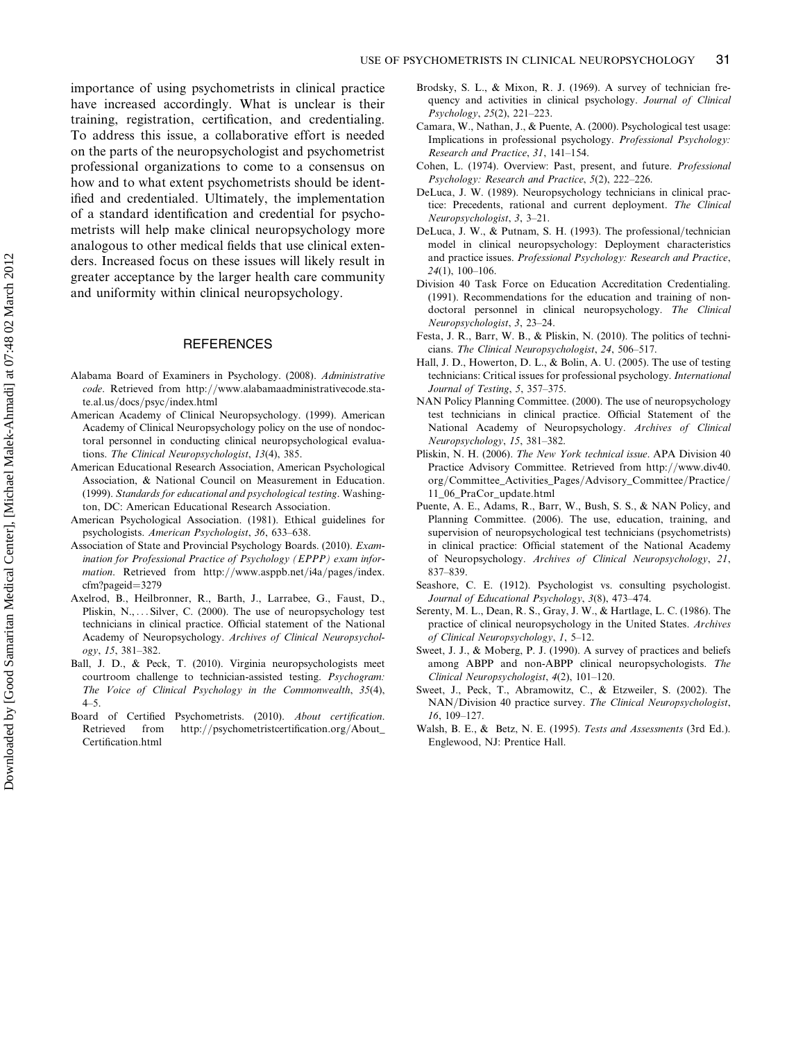importance of using psychometrists in clinical practice have increased accordingly. What is unclear is their training, registration, certification, and credentialing. To address this issue, a collaborative effort is needed on the parts of the neuropsychologist and psychometrist professional organizations to come to a consensus on how and to what extent psychometrists should be identified and credentialed. Ultimately, the implementation of a standard identification and credential for psychometrists will help make clinical neuropsychology more analogous to other medical fields that use clinical extenders. Increased focus on these issues will likely result in greater acceptance by the larger health care community and uniformity within clinical neuropsychology.

## REFERENCES

Alabama Board of Examiners in Psychology. (2008). *Administrative code*. Retrieved from http://www.alabamaadministrativecode.state.al.us/docs/psyc/index.html

American Academy of Clinical Neuropsychology. (1999). American Academy of Clinical Neuropsychology policy on the use of nondoctoral personnel in conducting clinical neuropsychological evaluations. *The Clinical Neuropsychologist*, *13*(4), 385.

American Educational Research Association, American Psychological Association, & National Council on Measurement in Education. (1999). *Standards for educational and psychological testing*. Washington, DC: American Educational Research Association.

American Psychological Association. (1981). Ethical guidelines for psychologists. *American Psychologist*, *36*, 633–638.

Association of State and Provincial Psychology Boards. (2010). *Examination for Professional Practice of Psychology (EPPP) exam information*. Retrieved from http://www.asppb.net/i4a/pages/index.cfm?pageid=3279

Axelrod, B., Heilbronner, R., Barth, J., Larrabee, G., Faust, D., Pliskin, N., ... Silver, C. (2000). The use of neuropsychology test technicians in clinical practice. Official statement of the National Academy of Neuropsychology. *Archives of Clinical Neuropsychology*, *15*, 381–382.

Ball, J. D., & Peck, T. (2010). Virginia neuropsychologists meet courtroom challenge to technician-assisted testing. *Psychogram: The Voice of Clinical Psychology in the Commonwealth*, *35*(4), 4–5.

Board of Certified Psychometrists. (2010). *About certification*. Retrieved from http://psychometristcertification.org/About_Certification.html

Brodsky, S. L., & Mixon, R. J. (1969). A survey of technician frequency and activities in clinical psychology. *Journal of Clinical Psychology*, *25*(2), 221–223.

Camara, W., Nathan, J., & Puente, A. (2000). Psychological test usage: Implications in professional psychology. *Professional Psychology: Research and Practice*, *31*, 141–154.

Cohen, L. (1974). Overview: Past, present, and future. *Professional Psychology: Research and Practice*, *5*(2), 222–226.

DeLuca, J. W. (1989). Neuropsychology technicians in clinical practice: Precedents, rational and current deployment. *The Clinical Neuropsychologist*, *3*, 3–21.

DeLuca, J. W., & Putnam, S. H. (1993). The professional/technician model in clinical neuropsychology: Deployment characteristics and practice issues. *Professional Psychology: Research and Practice*, *24*(1), 100–106.

Division 40 Task Force on Education Accreditation Credentialing. (1991). Recommendations for the education and training of nondoctoral personnel in clinical neuropsychology. *The Clinical Neuropsychologist*, *3*, 23–24.

Festa, J. R., Barr, W. B., & Pliskin, N. (2010). The politics of technicians. *The Clinical Neuropsychologist*, *24*, 506–517.

Hall, J. D., Howerton, D. L., & Bolin, A. U. (2005). The use of testing technicians: Critical issues for professional psychology. *International Journal of Testing*, *5*, 357–375.

NAN Policy Planning Committee. (2000). The use of neuropsychology test technicians in clinical practice. Official Statement of the National Academy of Neuropsychology. *Archives of Clinical Neuropsychology*, *15*, 381–382.

Pliskin, N. H. (2006). *The New York technical issue*. APA Division 40 Practice Advisory Committee. Retrieved from http://www.div40.org/Committee_Activities_Pages/Advisory_Committee/Practice/11_06_PraCor_update.html

Puente, A. E., Adams, R., Barr, W., Bush, S. S., & NAN Policy, and Planning Committee. (2006). The use, education, training, and supervision of neuropsychological test technicians (psychometrists) in clinical practice: Official statement of the National Academy of Neuropsychology. *Archives of Clinical Neuropsychology*, *21*, 837–839.

Seashore, C. E. (1912). Psychologist vs. consulting psychologist. *Journal of Educational Psychology*, *3*(8), 473–474.

Serenty, M. L., Dean, R. S., Gray, J. W., & Hartlage, L. C. (1986). The practice of clinical neuropsychology in the United States. *Archives of Clinical Neuropsychology*, *1*, 5–12.

Sweet, J. J., & Moberg, P. J. (1990). A survey of practices and beliefs among ABPP and non-ABPP clinical neuropsychologists. *The Clinical Neuropsychologist*, *4*(2), 101–120.

Sweet, J., Peck, T., Abramowitz, C., & Etzweiler, S. (2002). The NAN/Division 40 practice survey. *The Clinical Neuropsychologist*, *16*, 109–127.

Walsh, B. E., & Betz, N. E. (1995). *Tests and Assessments* (3rd Ed.). Englewood, NJ: Prentice Hall.